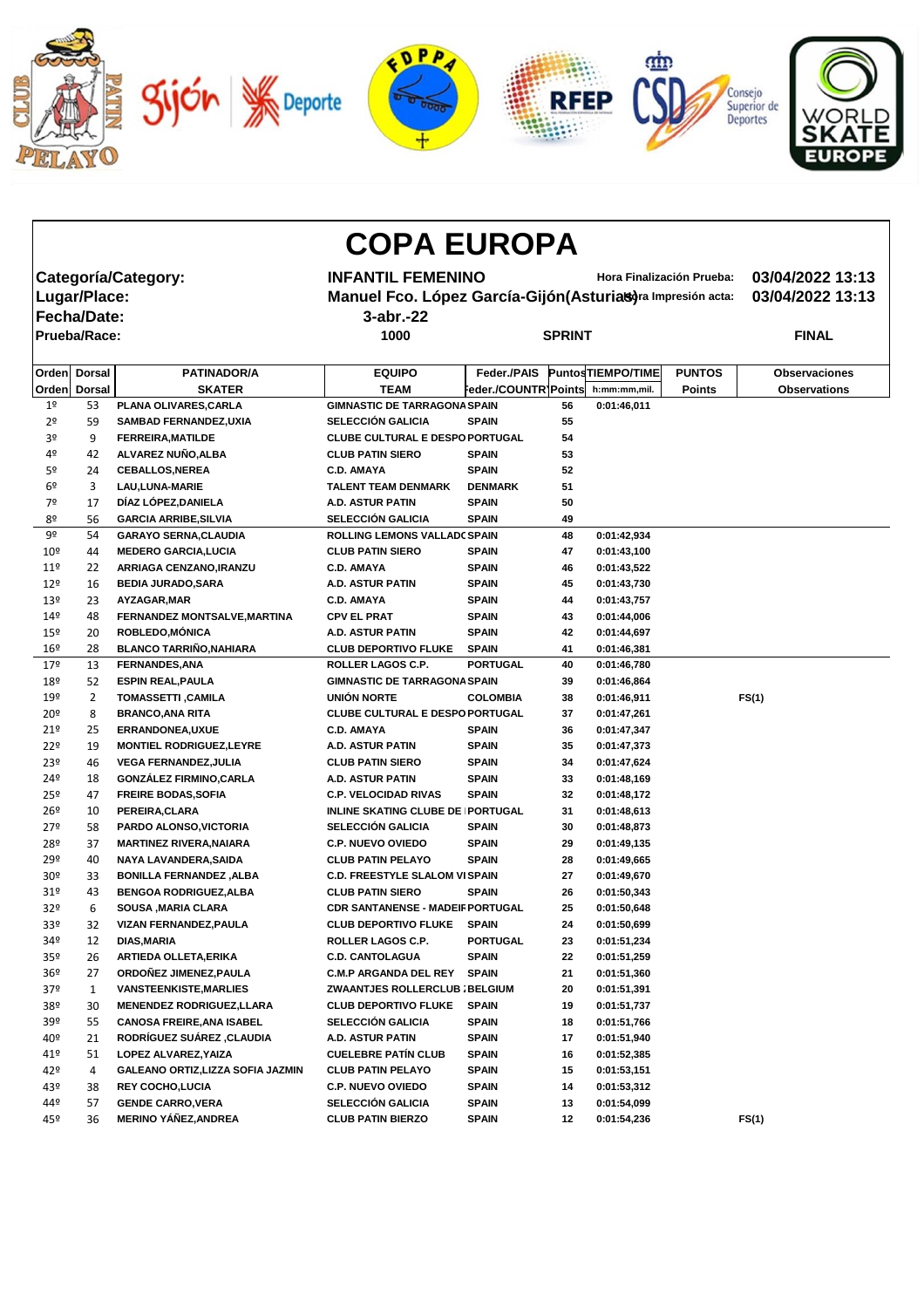# COPA EUROPA

**Categoría/Category:** INFANTIL FEMENINO

**Hora Finalización Prueba:** 03/04/2022 13:13

**Lugar/Place:** Manuel Fco. López García-Gijón(Asturias)

**Hora Impresión acta:** 03/04/2022 13:13

**Fecha/Date:** 3-abr.-22

**Prueba/Race:** 1000 SPRINT FINAL

| Orden<br>Orden | Dorsal<br>Dorsal | PATINADOR/A<br>SKATER | EQUIPO<br>TEAM | Feder./PAIS<br>Feder./COUNTRY | Puntos<br>Points | TIEMPO/TIME<br>h:mm:mm,mil. | PUNTOS<br>Points | Observaciones<br>Observations |
|---|---|---|---|---|---|---|---|---|
| 1º | 53 | PLANA OLIVARES,CARLA | GIMNASTIC DE TARRAGONA | SPAIN | 56 | 0:01:46,011 | | |
| 2º | 59 | SAMBAD FERNANDEZ,UXIA | SELECCIÓN GALICIA | SPAIN | 55 | | | |
| 3º | 9 | FERREIRA,MATILDE | CLUBE CULTURAL E DESPO | PORTUGAL | 54 | | | |
| 4º | 42 | ALVAREZ NUÑO,ALBA | CLUB PATIN SIERO | SPAIN | 53 | | | |
| 5º | 24 | CEBALLOS,NEREA | C.D. AMAYA | SPAIN | 52 | | | |
| 6º | 3 | LAU,LUNA-MARIE | TALENT TEAM DENMARK | DENMARK | 51 | | | |
| 7º | 17 | DÍAZ LÓPEZ,DANIELA | A.D. ASTUR PATIN | SPAIN | 50 | | | |
| 8º | 56 | GARCIA ARRIBE,SILVIA | SELECCIÓN GALICIA | SPAIN | 49 | | | |
| 9º | 54 | GARAYO SERNA,CLAUDIA | ROLLING LEMONS VALLADO | SPAIN | 48 | 0:01:42,934 | | |
| 10º | 44 | MEDERO GARCIA,LUCIA | CLUB PATIN SIERO | SPAIN | 47 | 0:01:43,100 | | |
| 11º | 22 | ARRIAGA CENZANO,IRANZU | C.D. AMAYA | SPAIN | 46 | 0:01:43,522 | | |
| 12º | 16 | BEDIA JURADO,SARA | A.D. ASTUR PATIN | SPAIN | 45 | 0:01:43,730 | | |
| 13º | 23 | AYZAGAR,MAR | C.D. AMAYA | SPAIN | 44 | 0:01:43,757 | | |
| 14º | 48 | FERNANDEZ MONTSALVE,MARTINA | CPV EL PRAT | SPAIN | 43 | 0:01:44,006 | | |
| 15º | 20 | ROBLEDO,MÓNICA | A.D. ASTUR PATIN | SPAIN | 42 | 0:01:44,697 | | |
| 16º | 28 | BLANCO TARRIÑO,NAHIARA | CLUB DEPORTIVO FLUKE | SPAIN | 41 | 0:01:46,381 | | |
| 17º | 13 | FERNANDES,ANA | ROLLER LAGOS C.P. | PORTUGAL | 40 | 0:01:46,780 | | |
| 18º | 52 | ESPIN REAL,PAULA | GIMNASTIC DE TARRAGONA | SPAIN | 39 | 0:01:46,864 | | |
| 19º | 2 | TOMASSETTI ,CAMILA | UNIÓN NORTE | COLOMBIA | 38 | 0:01:46,911 | | FS(1) |
| 20º | 8 | BRANCO,ANA RITA | CLUBE CULTURAL E DESPO | PORTUGAL | 37 | 0:01:47,261 | | |
| 21º | 25 | ERRANDONEA,UXUE | C.D. AMAYA | SPAIN | 36 | 0:01:47,347 | | |
| 22º | 19 | MONTIEL RODRIGUEZ,LEYRE | A.D. ASTUR PATIN | SPAIN | 35 | 0:01:47,373 | | |
| 23º | 46 | VEGA FERNANDEZ,JULIA | CLUB PATIN SIERO | SPAIN | 34 | 0:01:47,624 | | |
| 24º | 18 | GONZÁLEZ FIRMINO,CARLA | A.D. ASTUR PATIN | SPAIN | 33 | 0:01:48,169 | | |
| 25º | 47 | FREIRE BODAS,SOFIA | C.P. VELOCIDAD RIVAS | SPAIN | 32 | 0:01:48,172 | | |
| 26º | 10 | PEREIRA,CLARA | INLINE SKATING CLUBE DE | PORTUGAL | 31 | 0:01:48,613 | | |
| 27º | 58 | PARDO ALONSO,VICTORIA | SELECCIÓN GALICIA | SPAIN | 30 | 0:01:48,873 | | |
| 28º | 37 | MARTINEZ RIVERA,NAIARA | C.P. NUEVO OVIEDO | SPAIN | 29 | 0:01:49,135 | | |
| 29º | 40 | NAYA LAVANDERA,SAIDA | CLUB PATIN PELAYO | SPAIN | 28 | 0:01:49,665 | | |
| 30º | 33 | BONILLA FERNANDEZ ,ALBA | C.D. FREESTYLE SLALOM VI | SPAIN | 27 | 0:01:49,670 | | |
| 31º | 43 | BENGOA RODRIGUEZ,ALBA | CLUB PATIN SIERO | SPAIN | 26 | 0:01:50,343 | | |
| 32º | 6 | SOUSA ,MARIA CLARA | CDR SANTANENSE - MADEIF | PORTUGAL | 25 | 0:01:50,648 | | |
| 33º | 32 | VIZAN FERNANDEZ,PAULA | CLUB DEPORTIVO FLUKE | SPAIN | 24 | 0:01:50,699 | | |
| 34º | 12 | DIAS,MARIA | ROLLER LAGOS C.P. | PORTUGAL | 23 | 0:01:51,234 | | |
| 35º | 26 | ARTIEDA OLLETA,ERIKA | C.D. CANTOLAGUA | SPAIN | 22 | 0:01:51,259 | | |
| 36º | 27 | ORDOÑEZ JIMENEZ,PAULA | C.M.P ARGANDA DEL REY | SPAIN | 21 | 0:01:51,360 | | |
| 37º | 1 | VANSTEENKISTE,MARLIES | ZWAANTJES ROLLERCLUB | BELGIUM | 20 | 0:01:51,391 | | |
| 38º | 30 | MENENDEZ RODRIGUEZ,LLARA | CLUB DEPORTIVO FLUKE | SPAIN | 19 | 0:01:51,737 | | |
| 39º | 55 | CANOSA FREIRE,ANA ISABEL | SELECCIÓN GALICIA | SPAIN | 18 | 0:01:51,766 | | |
| 40º | 21 | RODRÍGUEZ SUÁREZ ,CLAUDIA | A.D. ASTUR PATIN | SPAIN | 17 | 0:01:51,940 | | |
| 41º | 51 | LOPEZ ALVAREZ,YAIZA | CUELEBRE PATÍN CLUB | SPAIN | 16 | 0:01:52,385 | | |
| 42º | 4 | GALEANO ORTIZ,LIZZA SOFIA JAZMIN | CLUB PATIN PELAYO | SPAIN | 15 | 0:01:53,151 | | |
| 43º | 38 | REY COCHO,LUCIA | C.P. NUEVO OVIEDO | SPAIN | 14 | 0:01:53,312 | | |
| 44º | 57 | GENDE CARRO,VERA | SELECCIÓN GALICIA | SPAIN | 13 | 0:01:54,099 | | |
| 45º | 36 | MERINO YÁÑEZ,ANDREA | CLUB PATIN BIERZO | SPAIN | 12 | 0:01:54,236 | | FS(1) |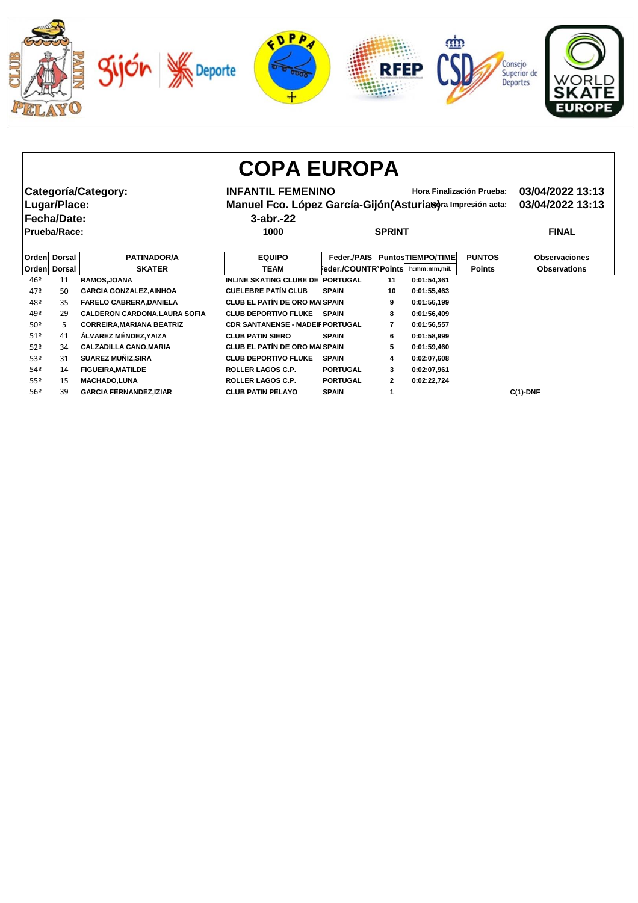# COPA EUROPA

**Categoría/Category:** INFANTIL FEMENINO **Hora Finalización Prueba:** 03/04/2022 13:13

**Lugar/Place:** Manuel Fco. López García-Gijón(Asturias) **Hora Impresión acta:** 03/04/2022 13:13

**Fecha/Date:** 3-abr.-22

**Prueba/Race:** 1000 SPRINT FINAL

| Orden | Dorsal | PATINADOR/A | EQUIPO | Feder./PAIS | Puntos | TIEMPO/TIME | PUNTOS | Observaciones |
|---|---|---|---|---|---|---|---|---|
| Orden | Dorsal | SKATER | TEAM | Feder./COUNTRY | Points | h:mm:mm,mil. | Points | Observations |
| 46º | 11 | RAMOS,JOANA | INLINE SKATING CLUBE DE | PORTUGAL | 11 | 0:01:54,361 | | |
| 47º | 50 | GARCIA GONZALEZ,AINHOA | CUELEBRE PATÍN CLUB | SPAIN | 10 | 0:01:55,463 | | |
| 48º | 35 | FARELO CABRERA,DANIELA | CLUB EL PATÍN DE ORO MAI | SPAIN | 9 | 0:01:56,199 | | |
| 49º | 29 | CALDERON CARDONA,LAURA SOFIA | CLUB DEPORTIVO FLUKE | SPAIN | 8 | 0:01:56,409 | | |
| 50º | 5 | CORREIRA,MARIANA BEATRIZ | CDR SANTANENSE - MADEIF | PORTUGAL | 7 | 0:01:56,557 | | |
| 51º | 41 | ÁLVAREZ MÉNDEZ,YAIZA | CLUB PATIN SIERO | SPAIN | 6 | 0:01:58,999 | | |
| 52º | 34 | CALZADILLA CANO,MARIA | CLUB EL PATÍN DE ORO MAI | SPAIN | 5 | 0:01:59,460 | | |
| 53º | 31 | SUAREZ MUÑIZ,SIRA | CLUB DEPORTIVO FLUKE | SPAIN | 4 | 0:02:07,608 | | |
| 54º | 14 | FIGUEIRA,MATILDE | ROLLER LAGOS C.P. | PORTUGAL | 3 | 0:02:07,961 | | |
| 55º | 15 | MACHADO,LUNA | ROLLER LAGOS C.P. | PORTUGAL | 2 | 0:02:22,724 | | |
| 56º | 39 | GARCIA FERNANDEZ,IZIAR | CLUB PATIN PELAYO | SPAIN | 1 | | | C(1)-DNF |